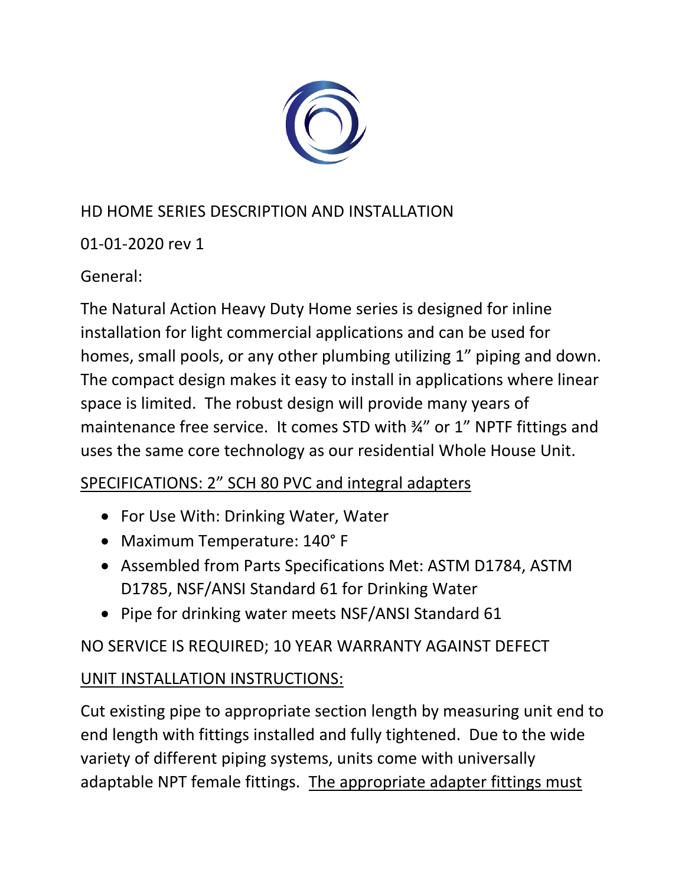# HD HOME SERIES DESCRIPTION AND INSTALLATION

01-01-2020 rev 1

General:

The Natural Action Heavy Duty Home series is designed for inline installation for light commercial applications and can be used for homes, small pools, or any other plumbing utilizing 1" piping and down. The compact design makes it easy to install in applications where linear space is limited. The robust design will provide many years of maintenance free service. It comes STD with ¾" or 1" NPTF fittings and uses the same core technology as our residential Whole House Unit.

## SPECIFICATIONS: 2" SCH 80 PVC and integral adapters

- For Use With: Drinking Water, Water
- Maximum Temperature: 140° F
- Assembled from Parts Specifications Met: ASTM D1784, ASTM D1785, NSF/ANSI Standard 61 for Drinking Water
- Pipe for drinking water meets NSF/ANSI Standard 61

NO SERVICE IS REQUIRED; 10 YEAR WARRANTY AGAINST DEFECT

## UNIT INSTALLATION INSTRUCTIONS:

Cut existing pipe to appropriate section length by measuring unit end to end length with fittings installed and fully tightened. Due to the wide variety of different piping systems, units come with universally adaptable NPT female fittings. The appropriate adapter fittings must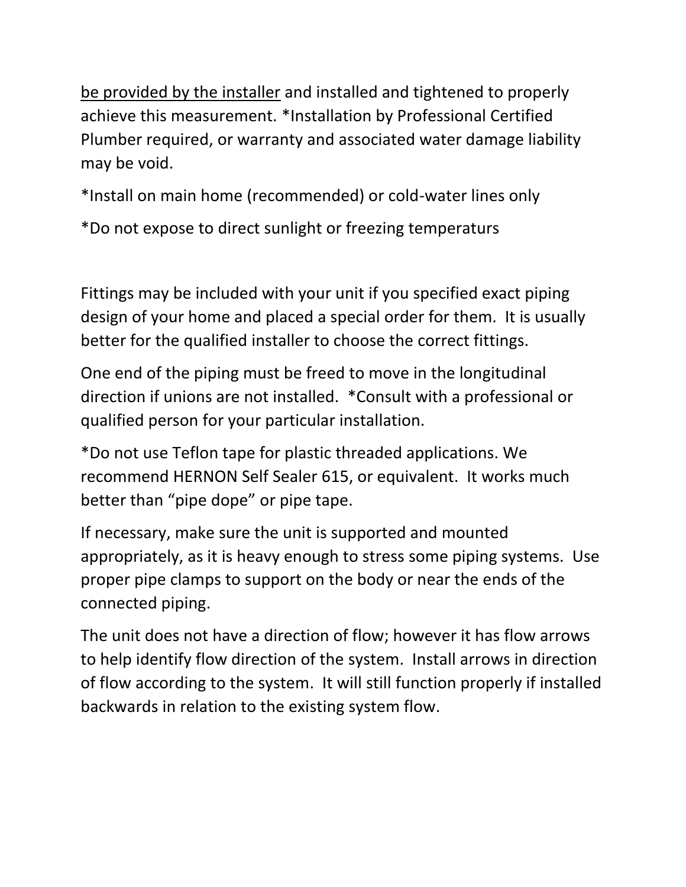<u>be provided by the installer</u> and installed and tightened to properly achieve this measurement. *Installation by Professional Certified Plumber required, or warranty and associated water damage liability may be void.

*Install on main home (recommended) or cold-water lines only

*Do not expose to direct sunlight or freezing temperaturs

Fittings may be included with your unit if you specified exact piping design of your home and placed a special order for them. It is usually better for the qualified installer to choose the correct fittings.

One end of the piping must be freed to move in the longitudinal direction if unions are not installed. *Consult with a professional or qualified person for your particular installation.

*Do not use Teflon tape for plastic threaded applications. We recommend HERNON Self Sealer 615, or equivalent. It works much better than “pipe dope” or pipe tape.

If necessary, make sure the unit is supported and mounted appropriately, as it is heavy enough to stress some piping systems. Use proper pipe clamps to support on the body or near the ends of the connected piping.

The unit does not have a direction of flow; however it has flow arrows to help identify flow direction of the system. Install arrows in direction of flow according to the system. It will still function properly if installed backwards in relation to the existing system flow.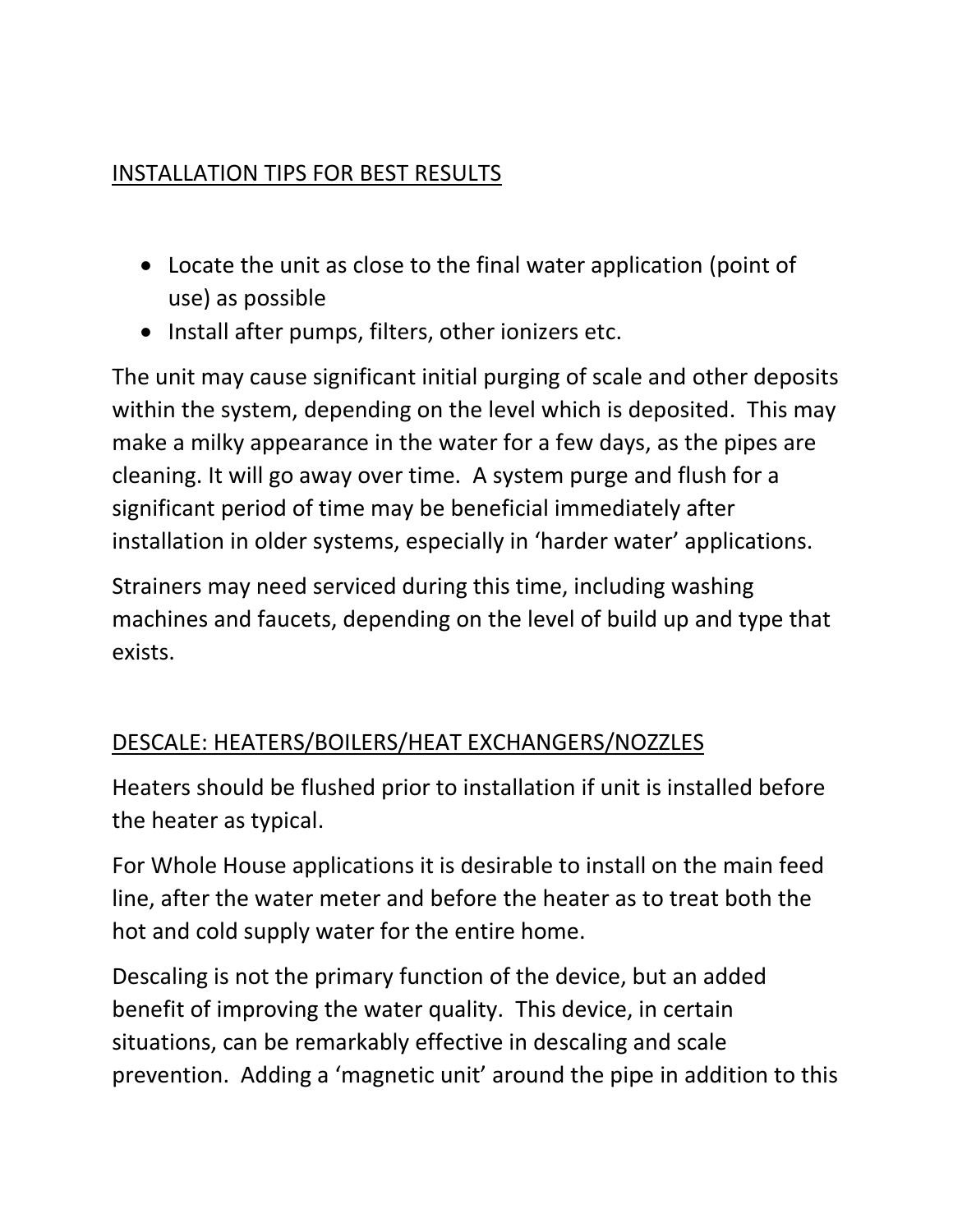## INSTALLATION TIPS FOR BEST RESULTS

- Locate the unit as close to the final water application (point of use) as possible
- Install after pumps, filters, other ionizers etc.

The unit may cause significant initial purging of scale and other deposits within the system, depending on the level which is deposited. This may make a milky appearance in the water for a few days, as the pipes are cleaning. It will go away over time. A system purge and flush for a significant period of time may be beneficial immediately after installation in older systems, especially in 'harder water' applications.

Strainers may need serviced during this time, including washing machines and faucets, depending on the level of build up and type that exists.

## DESCALE: HEATERS/BOILERS/HEAT EXCHANGERS/NOZZLES

Heaters should be flushed prior to installation if unit is installed before the heater as typical.

For Whole House applications it is desirable to install on the main feed line, after the water meter and before the heater as to treat both the hot and cold supply water for the entire home.

Descaling is not the primary function of the device, but an added benefit of improving the water quality. This device, in certain situations, can be remarkably effective in descaling and scale prevention. Adding a 'magnetic unit' around the pipe in addition to this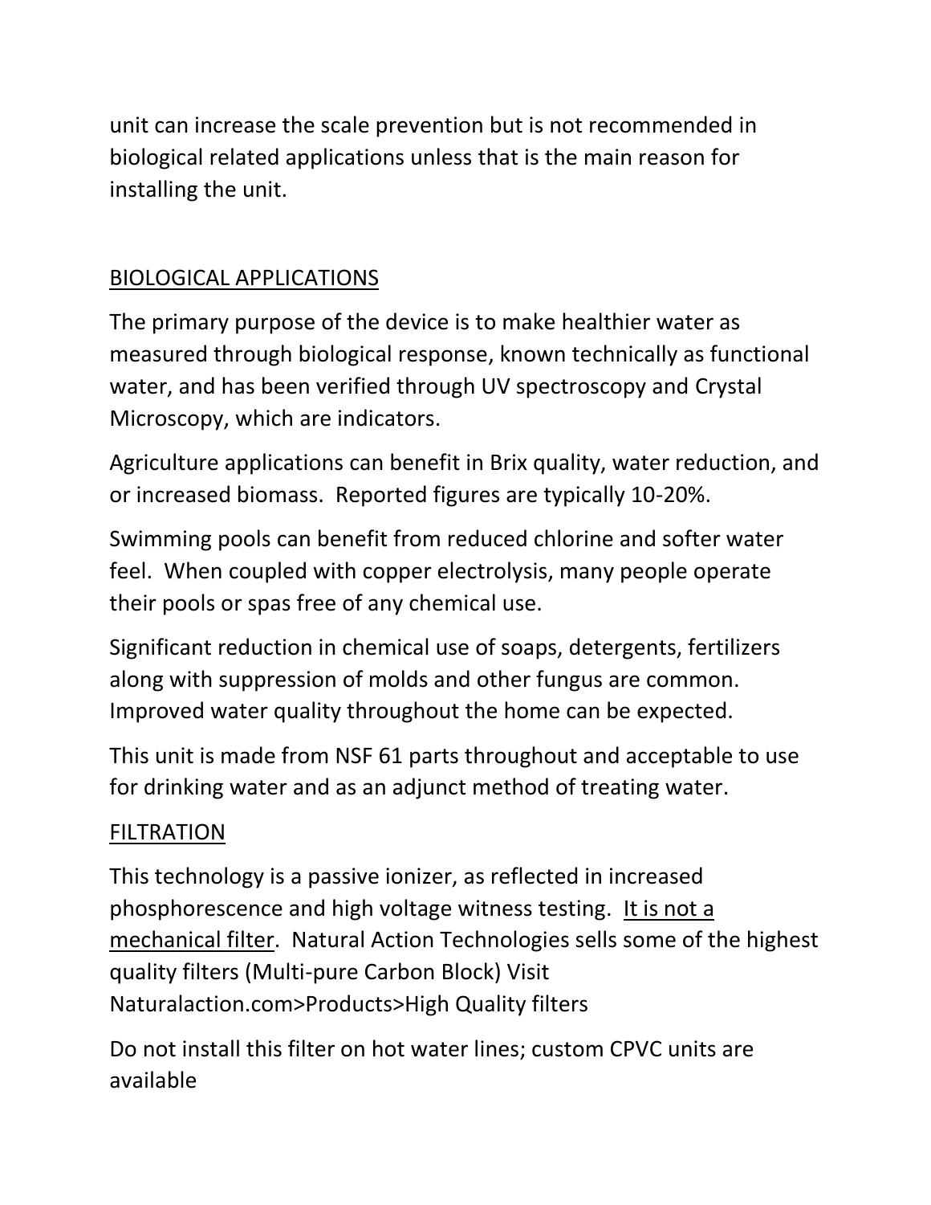unit can increase the scale prevention but is not recommended in biological related applications unless that is the main reason for installing the unit.

## BIOLOGICAL APPLICATIONS

The primary purpose of the device is to make healthier water as measured through biological response, known technically as functional water, and has been verified through UV spectroscopy and Crystal Microscopy, which are indicators.

Agriculture applications can benefit in Brix quality, water reduction, and or increased biomass. Reported figures are typically 10-20%.

Swimming pools can benefit from reduced chlorine and softer water feel. When coupled with copper electrolysis, many people operate their pools or spas free of any chemical use.

Significant reduction in chemical use of soaps, detergents, fertilizers along with suppression of molds and other fungus are common. Improved water quality throughout the home can be expected.

This unit is made from NSF 61 parts throughout and acceptable to use for drinking water and as an adjunct method of treating water.

## FILTRATION

This technology is a passive ionizer, as reflected in increased phosphorescence and high voltage witness testing. It is not a mechanical filter. Natural Action Technologies sells some of the highest quality filters (Multi-pure Carbon Block) Visit Naturalaction.com>Products>High Quality filters

Do not install this filter on hot water lines; custom CPVC units are available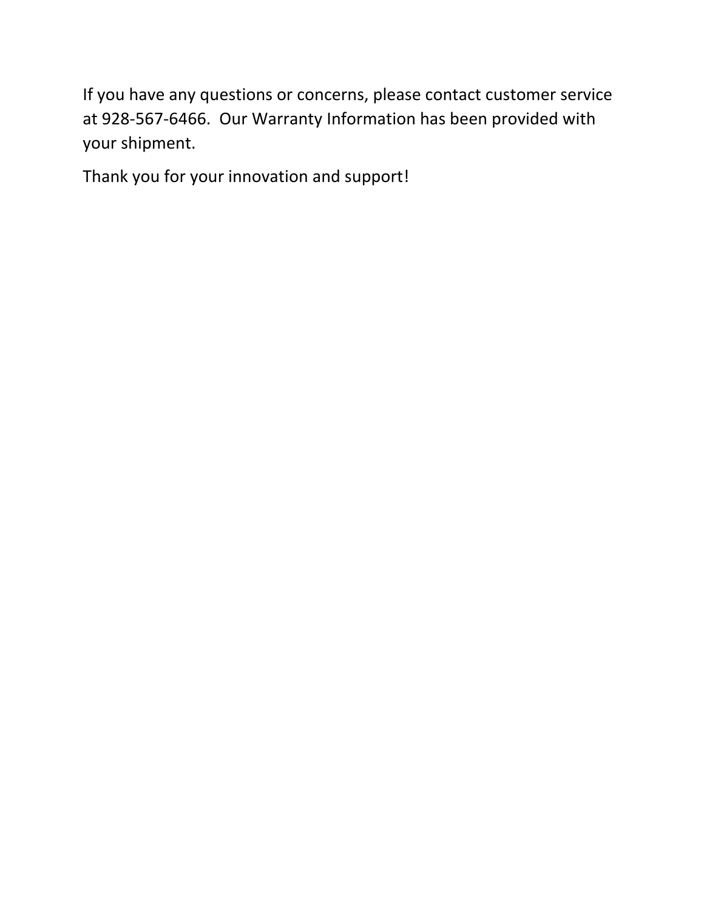If you have any questions or concerns, please contact customer service at 928-567-6466. Our Warranty Information has been provided with your shipment.

Thank you for your innovation and support!